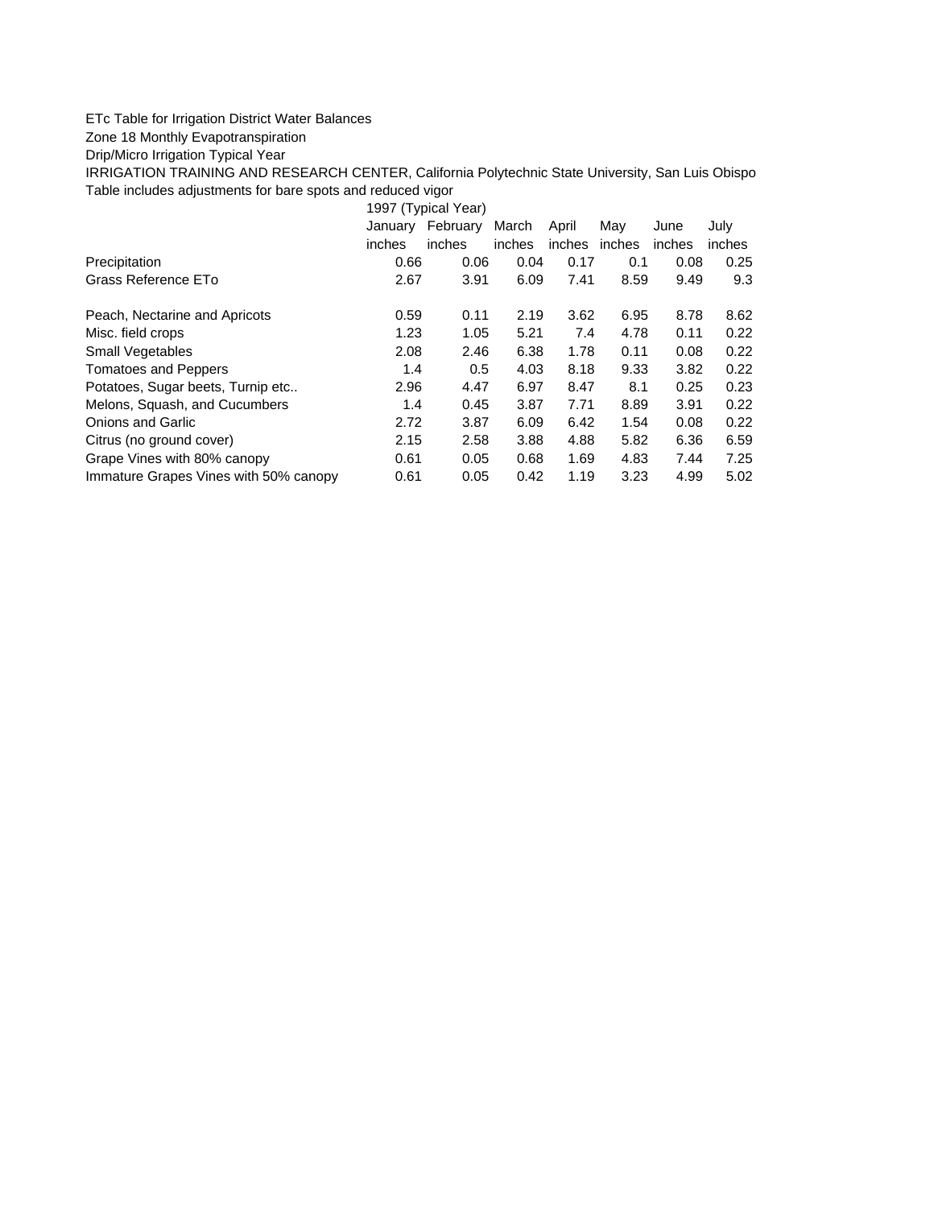ETc Table for Irrigation District Water Balances

Zone 18 Monthly Evapotranspiration

Drip/Micro Irrigation Typical Year

IRRIGATION TRAINING AND RESEARCH CENTER, California Polytechnic State University, San Luis Obispo

Table includes adjustments for bare spots and reduced vigor

| | 1997 (Typical Year) | | | | | | |
|---|---|---|---|---|---|---|---|
| | January | February | March | April | May | June | July |
| | inches | inches | inches | inches | inches | inches | inches |
| Precipitation | 0.66 | 0.06 | 0.04 | 0.17 | 0.1 | 0.08 | 0.25 |
| Grass Reference ETo | 2.67 | 3.91 | 6.09 | 7.41 | 8.59 | 9.49 | 9.3 |
| | | | | | | | |
| Peach, Nectarine and Apricots | 0.59 | 0.11 | 2.19 | 3.62 | 6.95 | 8.78 | 8.62 |
| Misc. field crops | 1.23 | 1.05 | 5.21 | 7.4 | 4.78 | 0.11 | 0.22 |
| Small Vegetables | 2.08 | 2.46 | 6.38 | 1.78 | 0.11 | 0.08 | 0.22 |
| Tomatoes and Peppers | 1.4 | 0.5 | 4.03 | 8.18 | 9.33 | 3.82 | 0.22 |
| Potatoes, Sugar beets, Turnip etc.. | 2.96 | 4.47 | 6.97 | 8.47 | 8.1 | 0.25 | 0.23 |
| Melons, Squash, and Cucumbers | 1.4 | 0.45 | 3.87 | 7.71 | 8.89 | 3.91 | 0.22 |
| Onions and Garlic | 2.72 | 3.87 | 6.09 | 6.42 | 1.54 | 0.08 | 0.22 |
| Citrus (no ground cover) | 2.15 | 2.58 | 3.88 | 4.88 | 5.82 | 6.36 | 6.59 |
| Grape Vines with 80% canopy | 0.61 | 0.05 | 0.68 | 1.69 | 4.83 | 7.44 | 7.25 |
| Immature Grapes Vines with 50% canopy | 0.61 | 0.05 | 0.42 | 1.19 | 3.23 | 4.99 | 5.02 |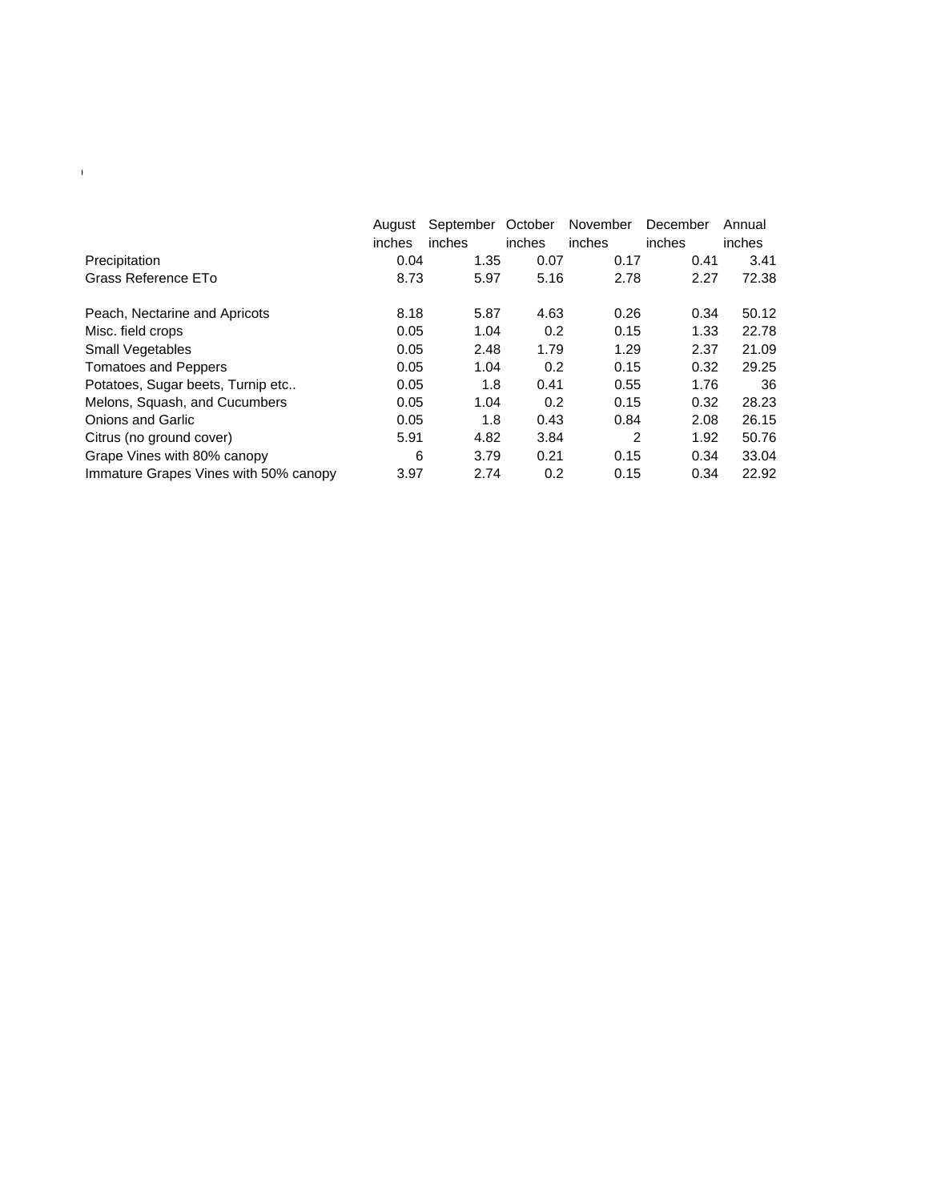| | August inches | September inches | October inches | November inches | December inches | Annual inches |
|---|---|---|---|---|---|---|
| Precipitation | 0.04 | 1.35 | 0.07 | 0.17 | 0.41 | 3.41 |
| Grass Reference ETo | 8.73 | 5.97 | 5.16 | 2.78 | 2.27 | 72.38 |
| | | | | | | |
| Peach, Nectarine and Apricots | 8.18 | 5.87 | 4.63 | 0.26 | 0.34 | 50.12 |
| Misc. field crops | 0.05 | 1.04 | 0.2 | 0.15 | 1.33 | 22.78 |
| Small Vegetables | 0.05 | 2.48 | 1.79 | 1.29 | 2.37 | 21.09 |
| Tomatoes and Peppers | 0.05 | 1.04 | 0.2 | 0.15 | 0.32 | 29.25 |
| Potatoes, Sugar beets, Turnip etc.. | 0.05 | 1.8 | 0.41 | 0.55 | 1.76 | 36 |
| Melons, Squash, and Cucumbers | 0.05 | 1.04 | 0.2 | 0.15 | 0.32 | 28.23 |
| Onions and Garlic | 0.05 | 1.8 | 0.43 | 0.84 | 2.08 | 26.15 |
| Citrus (no ground cover) | 5.91 | 4.82 | 3.84 | 2 | 1.92 | 50.76 |
| Grape Vines with 80% canopy | 6 | 3.79 | 0.21 | 0.15 | 0.34 | 33.04 |
| Immature Grapes Vines with 50% canopy | 3.97 | 2.74 | 0.2 | 0.15 | 0.34 | 22.92 |